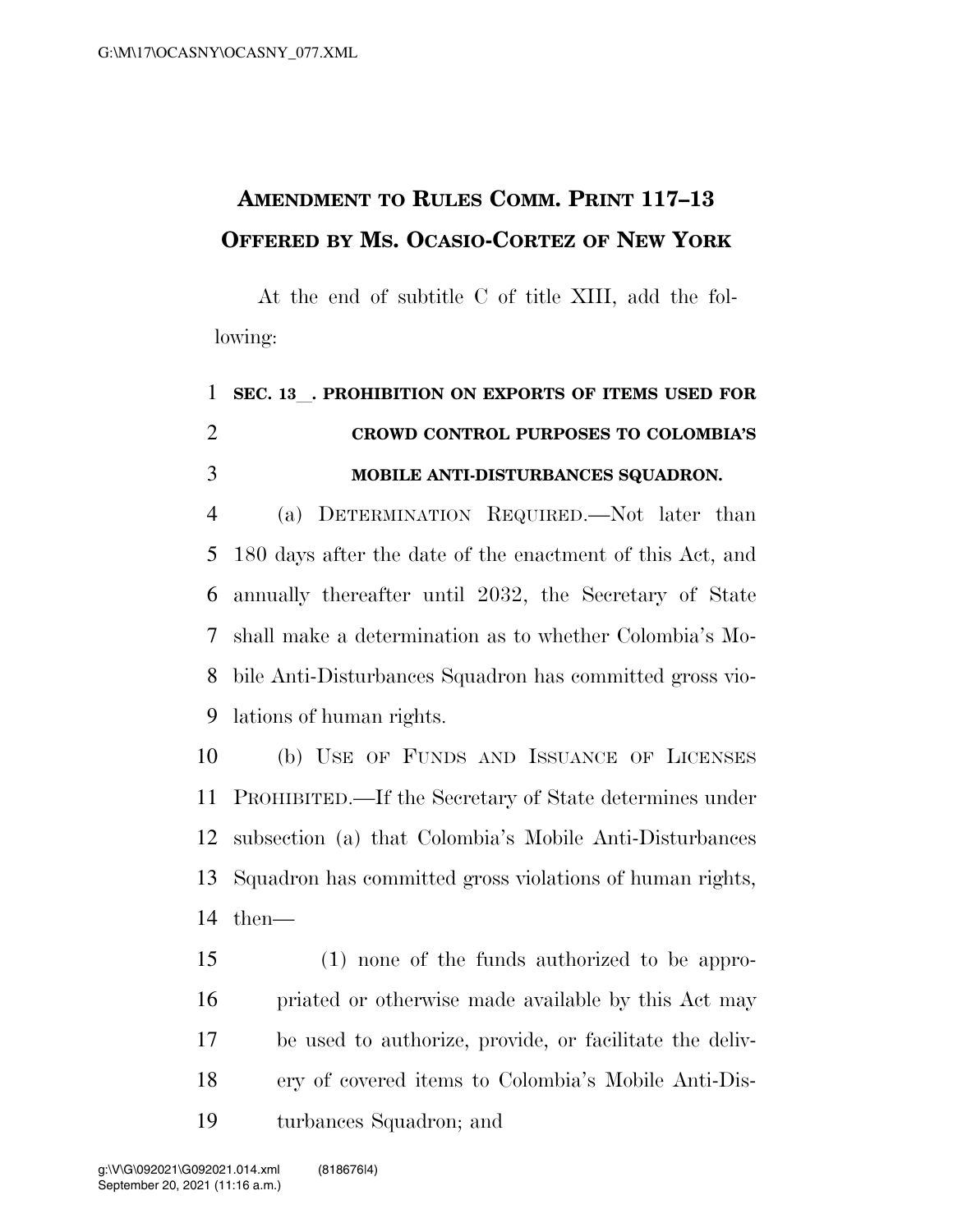# AMENDMENT TO RULES COMM. PRINT 117–13 OFFERED BY MS. OCASIO-CORTEZ OF NEW YORK

At the end of subtitle C of title XIII, add the following:

**SEC. 13\_\_. PROHIBITION ON EXPORTS OF ITEMS USED FOR CROWD CONTROL PURPOSES TO COLOMBIA'S MOBILE ANTI-DISTURBANCES SQUADRON.**

(a) DETERMINATION REQUIRED.—Not later than 180 days after the date of the enactment of this Act, and annually thereafter until 2032, the Secretary of State shall make a determination as to whether Colombia's Mobile Anti-Disturbances Squadron has committed gross violations of human rights.

(b) USE OF FUNDS AND ISSUANCE OF LICENSES PROHIBITED.—If the Secretary of State determines under subsection (a) that Colombia's Mobile Anti-Disturbances Squadron has committed gross violations of human rights, then—

(1) none of the funds authorized to be appropriated or otherwise made available by this Act may be used to authorize, provide, or facilitate the delivery of covered items to Colombia's Mobile Anti-Disturbances Squadron; and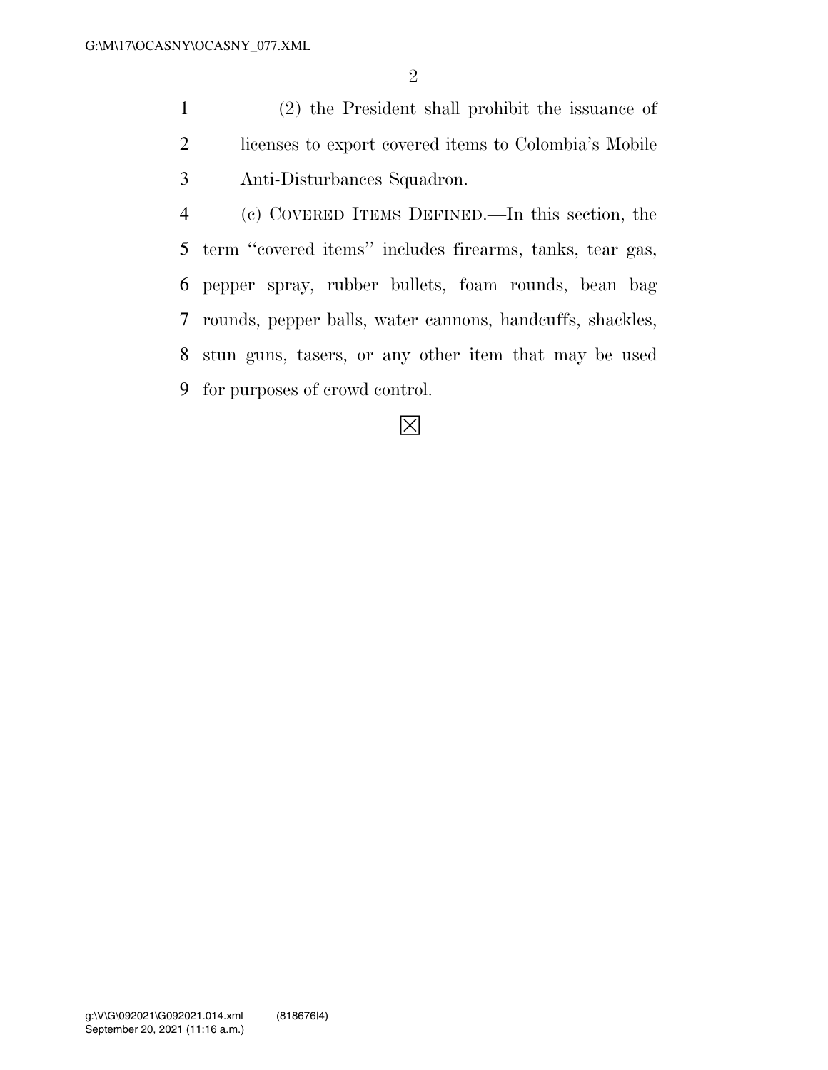(2) the President shall prohibit the issuance of licenses to export covered items to Colombia's Mobile Anti-Disturbances Squadron.

(c) COVERED ITEMS DEFINED.—In this section, the term "covered items" includes firearms, tanks, tear gas, pepper spray, rubber bullets, foam rounds, bean bag rounds, pepper balls, water cannons, handcuffs, shackles, stun guns, tasers, or any other item that may be used for purposes of crowd control.

☒